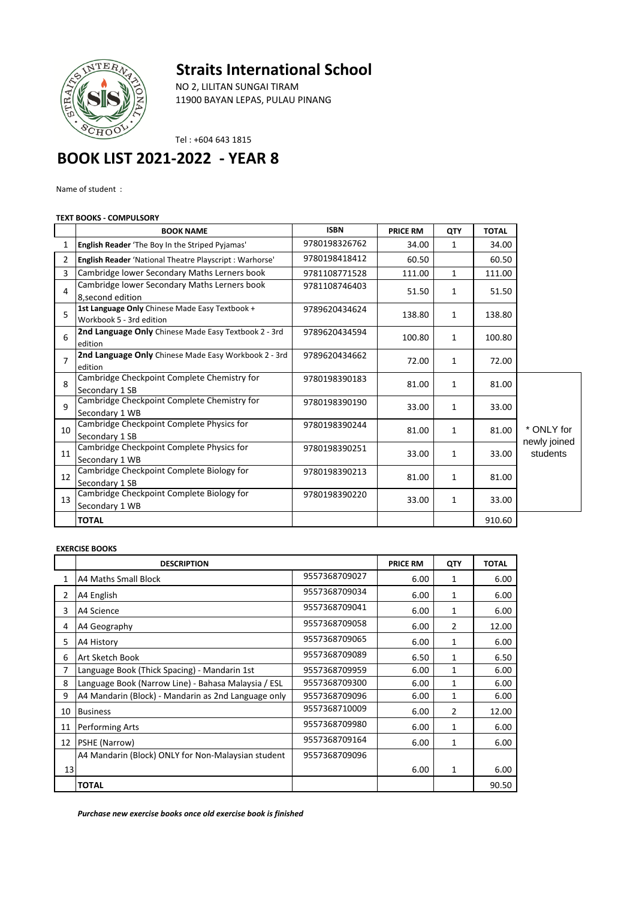# Straits International School

NO 2, LILITAN SUNGAI TIRAM
11900 BAYAN LEPAS, PULAU PINANG

Tel : +604 643 1815

## BOOK LIST 2021-2022 - YEAR 8

Name of student :

**TEXT BOOKS - COMPULSORY**

| | BOOK NAME | ISBN | PRICE RM | QTY | TOTAL | |
|---|---|---|---|---|---|---|
| 1 | **English Reader** 'The Boy In the Striped Pyjamas' | 9780198326762 | 34.00 | 1 | 34.00 | |
| 2 | **English Reader** 'National Theatre Playscript : Warhorse' | 9780198418412 | 60.50 | | 60.50 | |
| 3 | Cambridge lower Secondary Maths Lerners book | 9781108771528 | 111.00 | 1 | 111.00 | |
| 4 | Cambridge lower Secondary Maths Lerners book 8,second edition | 9781108746403 | 51.50 | 1 | 51.50 | |
| 5 | **1st Language Only** Chinese Made Easy Textbook + Workbook 5 - 3rd edition | 9789620434624 | 138.80 | 1 | 138.80 | |
| 6 | **2nd Language Only** Chinese Made Easy Textbook 2 - 3rd edition | 9789620434594 | 100.80 | 1 | 100.80 | |
| 7 | **2nd Language Only** Chinese Made Easy Workbook 2 - 3rd edition | 9789620434662 | 72.00 | 1 | 72.00 | |
| 8 | Cambridge Checkpoint Complete Chemistry for Secondary 1 SB | 9780198390183 | 81.00 | 1 | 81.00 | * ONLY for newly joined students |
| 9 | Cambridge Checkpoint Complete Chemistry for Secondary 1 WB | 9780198390190 | 33.00 | 1 | 33.00 | |
| 10 | Cambridge Checkpoint Complete Physics for Secondary 1 SB | 9780198390244 | 81.00 | 1 | 81.00 | |
| 11 | Cambridge Checkpoint Complete Physics for Secondary 1 WB | 9780198390251 | 33.00 | 1 | 33.00 | |
| 12 | Cambridge Checkpoint Complete Biology for Secondary 1 SB | 9780198390213 | 81.00 | 1 | 81.00 | |
| 13 | Cambridge Checkpoint Complete Biology for Secondary 1 WB | 9780198390220 | 33.00 | 1 | 33.00 | |
| | **TOTAL** | | | | 910.60 | |

**EXERCISE BOOKS**

| | DESCRIPTION | | PRICE RM | QTY | TOTAL |
|---|---|---|---|---|---|
| 1 | A4 Maths Small Block | 9557368709027 | 6.00 | 1 | 6.00 |
| 2 | A4 English | 9557368709034 | 6.00 | 1 | 6.00 |
| 3 | A4 Science | 9557368709041 | 6.00 | 1 | 6.00 |
| 4 | A4 Geography | 9557368709058 | 6.00 | 2 | 12.00 |
| 5 | A4 History | 9557368709065 | 6.00 | 1 | 6.00 |
| 6 | Art Sketch Book | 9557368709089 | 6.50 | 1 | 6.50 |
| 7 | Language Book (Thick Spacing) - Mandarin 1st | 9557368709959 | 6.00 | 1 | 6.00 |
| 8 | Language Book (Narrow Line) - Bahasa Malaysia / ESL | 9557368709300 | 6.00 | 1 | 6.00 |
| 9 | A4 Mandarin (Block) - Mandarin as 2nd Language only | 9557368709096 | 6.00 | 1 | 6.00 |
| 10 | Business | 9557368710009 | 6.00 | 2 | 12.00 |
| 11 | Performing Arts | 9557368709980 | 6.00 | 1 | 6.00 |
| 12 | PSHE (Narrow) | 9557368709164 | 6.00 | 1 | 6.00 |
| 13 | A4 Mandarin (Block) ONLY for Non-Malaysian student | 9557368709096 | 6.00 | 1 | 6.00 |
| | **TOTAL** | | | | 90.50 |

***Purchase new exercise books once old exercise book is finished***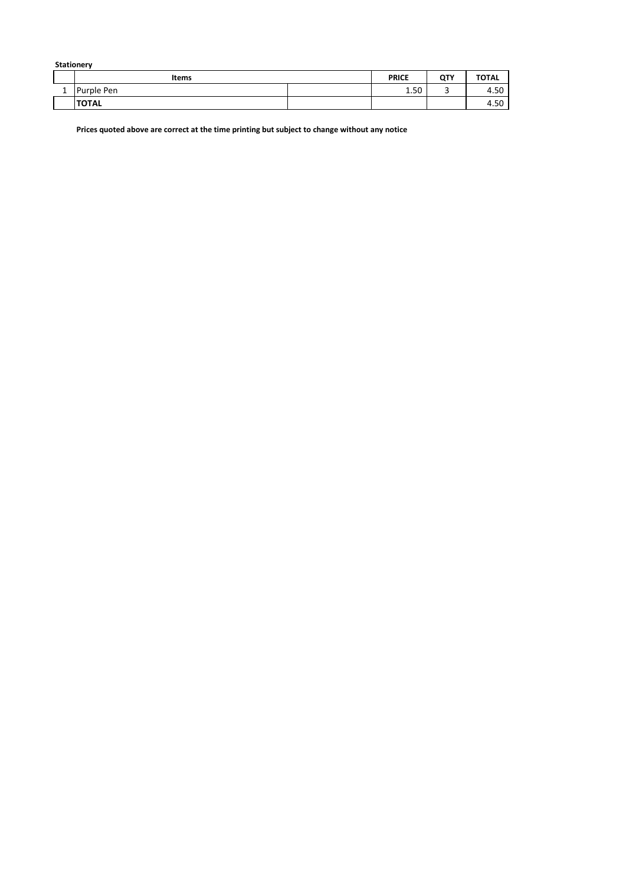**Stationery**

| | Items | | PRICE | QTY | TOTAL |
|---|---|---|---|---|---|
| 1 | Purple Pen | | 1.50 | 3 | 4.50 |
| | **TOTAL** | | | | 4.50 |

**Prices quoted above are correct at the time printing but subject to change without any notice**